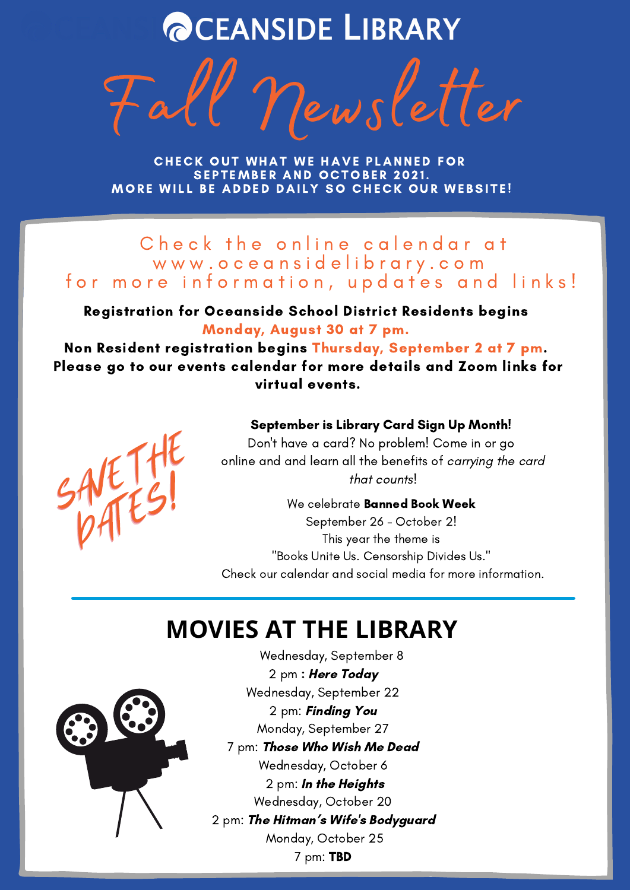# OCEANSIDE LIBRARY

# Fall Newsletter

**CHECK OUT WHAT WE HAVE PLANNED FOR SEPTEMBER AND OCTOBER 2021. MORE WILL BE ADDED DAILY SO CHECK OUR WEBSITE!**

Check the online calendar at www.oceansidelibrary.com for more information, updates and links!

**Registration for Oceanside School District Residents begins Monday, August 30 at 7 pm.**

**Non Resident registration begins Thursday, September 2 at 7 pm.**

**Please go to our events calendar for more details and Zoom links for virtual events.**

SAVE THE DATES!

**September is Library Card Sign Up Month!**

Don't have a card? No problem! Come in or go online and and learn all the benefits of *carrying the card that counts*!

We celebrate **Banned Book Week**
September 26 - October 2!
This year the theme is
"Books Unite Us. Censorship Divides Us."
Check our calendar and social media for more information.

## MOVIES AT THE LIBRARY

Wednesday, September 8
2 pm : ***Here Today***

Wednesday, September 22
2 pm: ***Finding You***

Monday, September 27
7 pm: ***Those Who Wish Me Dead***

Wednesday, October 6
2 pm: ***In the Heights***

Wednesday, October 20
2 pm: ***The Hitman's Wife's Bodyguard***

Monday, October 25
7 pm: **TBD**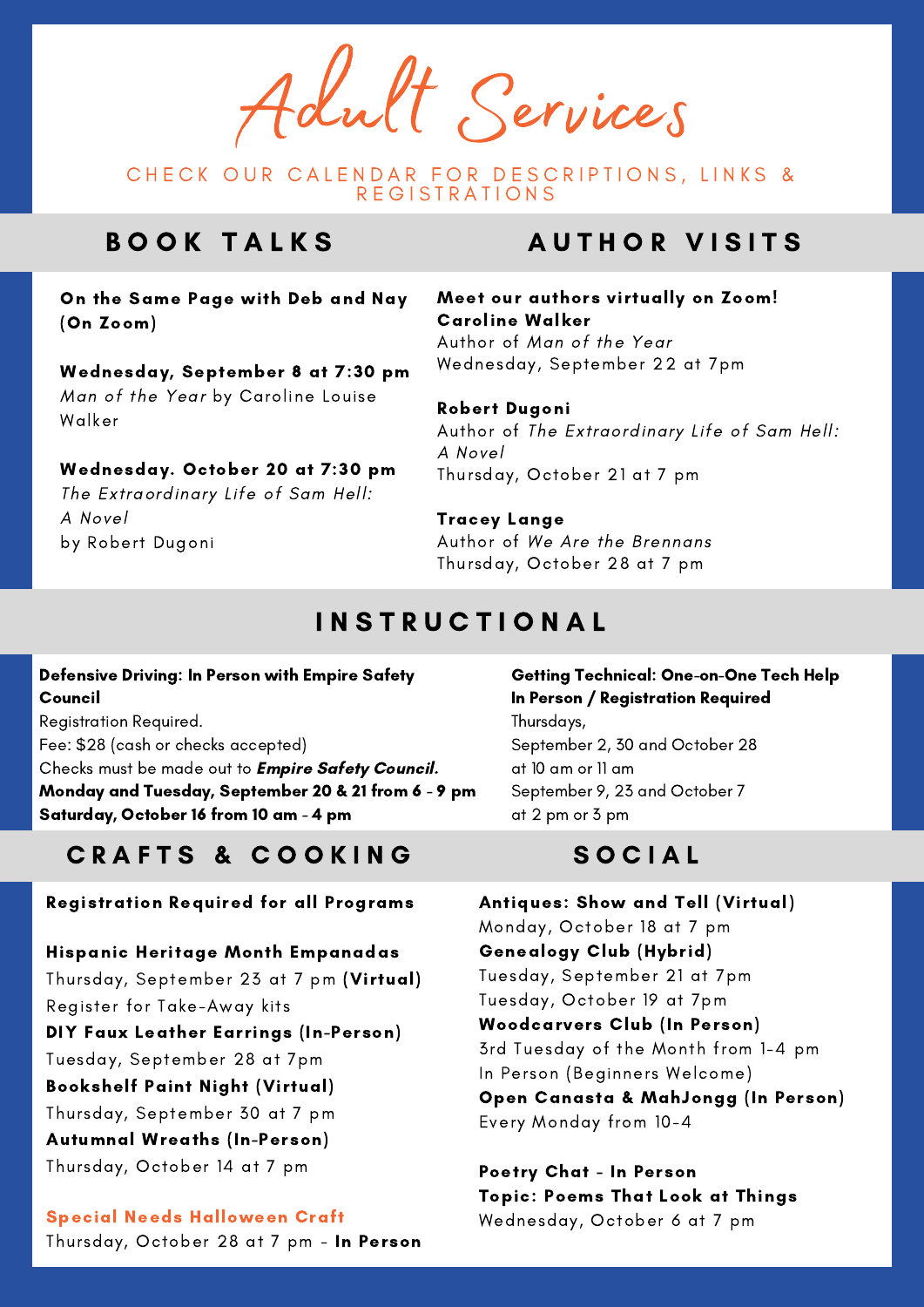# Adult Services

CHECK OUR CALENDAR FOR DESCRIPTIONS, LINKS & REGISTRATIONS

## BOOK TALKS

**On the Same Page with Deb and Nay (On Zoom)**

**Wednesday, September 8 at 7:30 pm**
*Man of the Year* by Caroline Louise Walker

**Wednesday. October 20 at 7:30 pm**
*The Extraordinary Life of Sam Hell: A Novel*
by Robert Dugoni

## AUTHOR VISITS

**Meet our authors virtually on Zoom!**

**Caroline Walker**
Author of *Man of the Year*
Wednesday, September 22 at 7pm

**Robert Dugoni**
Author of *The Extraordinary Life of Sam Hell: A Novel*
Thursday, October 21 at 7 pm

**Tracey Lange**
Author of *We Are the Brennans*
Thursday, October 28 at 7 pm

## INSTRUCTIONAL

**Defensive Driving: In Person with Empire Safety Council**
Registration Required.
Fee: $28 (cash or checks accepted)
Checks must be made out to ***Empire Safety Council.***
**Monday and Tuesday, September 20 & 21 from 6 - 9 pm**
**Saturday, October 16 from 10 am - 4 pm**

**Getting Technical: One-on-One Tech Help**
**In Person / Registration Required**
Thursdays,
September 2, 30 and October 28
at 10 am or 11 am
September 9, 23 and October 7
at 2 pm or 3 pm

## CRAFTS & COOKING

**Registration Required for all Programs**

**Hispanic Heritage Month Empanadas**
Thursday, September 23 at 7 pm **(Virtual)**
Register for Take-Away kits

**DIY Faux Leather Earrings (In-Person)**
Tuesday, September 28 at 7pm

**Bookshelf Paint Night (Virtual)**
Thursday, September 30 at 7 pm

**Autumnal Wreaths (In-Person)**
Thursday, October 14 at 7 pm

**Special Needs Halloween Craft**
Thursday, October 28 at 7 pm - **In Person**

## SOCIAL

**Antiques: Show and Tell (Virtual)**
Monday, October 18 at 7 pm

**Genealogy Club (Hybrid)**
Tuesday, September 21 at 7pm
Tuesday, October 19 at 7pm

**Woodcarvers Club (In Person)**
3rd Tuesday of the Month from 1-4 pm
In Person (Beginners Welcome)

**Open Canasta & MahJongg (In Person)**
Every Monday from 10-4

**Poetry Chat - In Person**
**Topic: Poems That Look at Things**
Wednesday, October 6 at 7 pm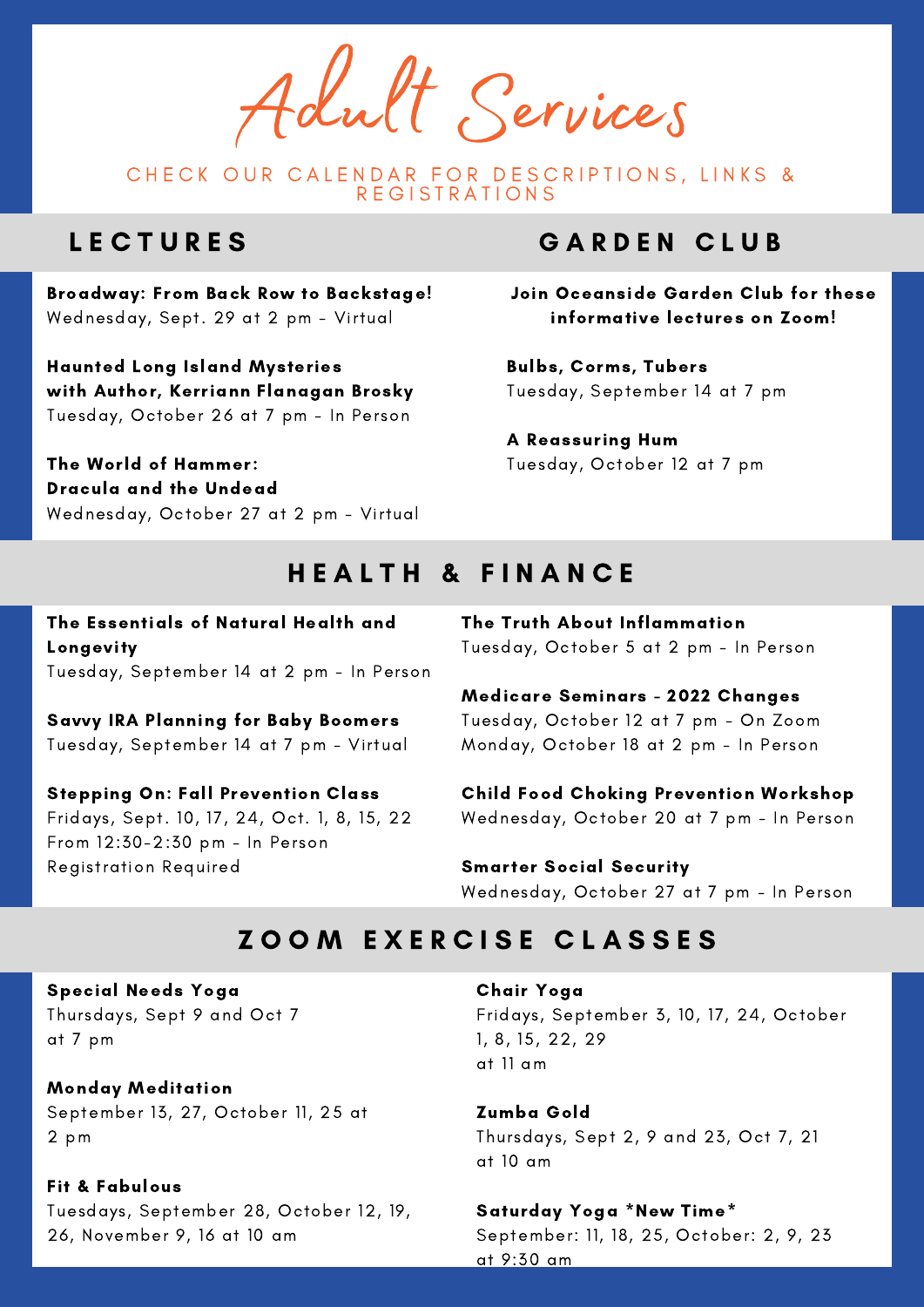# Adult Services

CHECK OUR CALENDAR FOR DESCRIPTIONS, LINKS & REGISTRATIONS

## LECTURES

**Broadway: From Back Row to Backstage!**
Wednesday, Sept. 29 at 2 pm - Virtual

**Haunted Long Island Mysteries with Author, Kerriann Flanagan Brosky**
Tuesday, October 26 at 7 pm - In Person

**The World of Hammer: Dracula and the Undead**
Wednesday, October 27 at 2 pm - Virtual

## GARDEN CLUB

**Join Oceanside Garden Club for these informative lectures on Zoom!**

**Bulbs, Corms, Tubers**
Tuesday, September 14 at 7 pm

**A Reassuring Hum**
Tuesday, October 12 at 7 pm

## HEALTH & FINANCE

**The Essentials of Natural Health and Longevity**
Tuesday, September 14 at 2 pm - In Person

**Savvy IRA Planning for Baby Boomers**
Tuesday, September 14 at 7 pm - Virtual

**Stepping On: Fall Prevention Class**
Fridays, Sept. 10, 17, 24, Oct. 1, 8, 15, 22
From 12:30-2:30 pm - In Person
Registration Required

**The Truth About Inflammation**
Tuesday, October 5 at 2 pm - In Person

**Medicare Seminars - 2022 Changes**
Tuesday, October 12 at 7 pm - On Zoom
Monday, October 18 at 2 pm - In Person

**Child Food Choking Prevention Workshop**
Wednesday, October 20 at 7 pm - In Person

**Smarter Social Security**
Wednesday, October 27 at 7 pm - In Person

## ZOOM EXERCISE CLASSES

**Special Needs Yoga**
Thursdays, Sept 9 and Oct 7
at 7 pm

**Monday Meditation**
September 13, 27, October 11, 25 at 2 pm

**Fit & Fabulous**
Tuesdays, September 28, October 12, 19, 26, November 9, 16 at 10 am

**Chair Yoga**
Fridays, September 3, 10, 17, 24, October 1, 8, 15, 22, 29
at 11 am

**Zumba Gold**
Thursdays, Sept 2, 9 and 23, Oct 7, 21
at 10 am

**Saturday Yoga *New Time***
September: 11, 18, 25, October: 2, 9, 23
at 9:30 am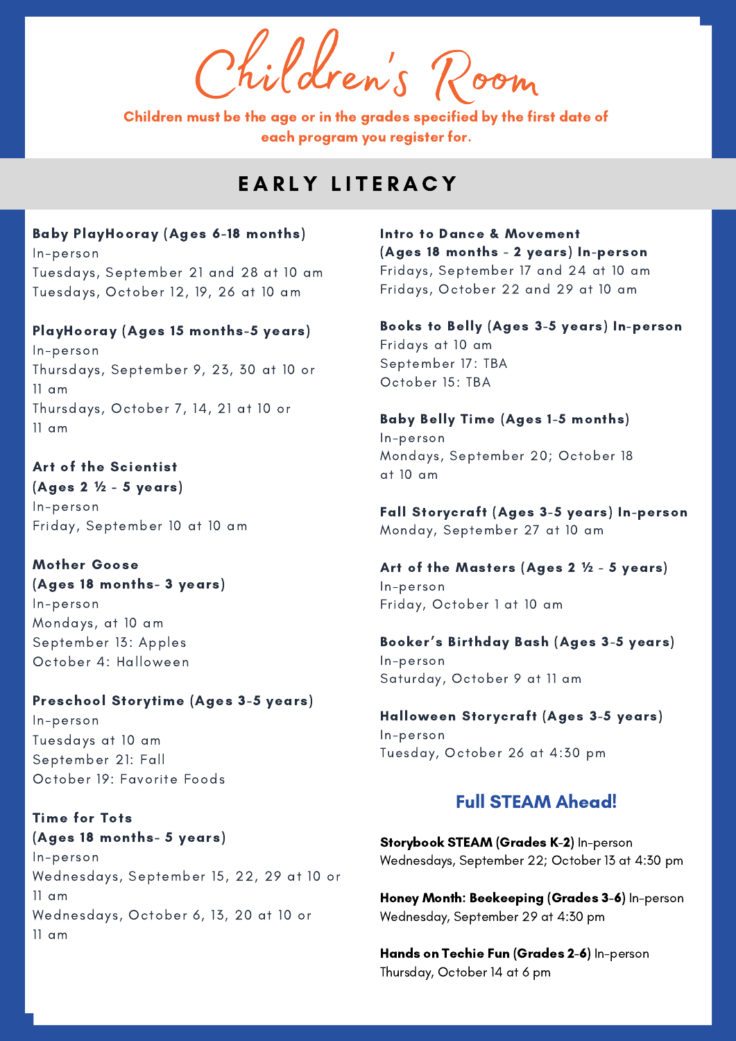# Children's Room

**Children must be the age or in the grades specified by the first date of each program you register for.**

## EARLY LITERACY

**Baby PlayHooray (Ages 6-18 months)**
In-person
Tuesdays, September 21 and 28 at 10 am
Tuesdays, October 12, 19, 26 at 10 am

**PlayHooray (Ages 15 months-5 years)**
In-person
Thursdays, September 9, 23, 30 at 10 or 11 am
Thursdays, October 7, 14, 21 at 10 or 11 am

**Art of the Scientist (Ages 2 ½ - 5 years)**
In-person
Friday, September 10 at 10 am

**Mother Goose (Ages 18 months- 3 years)**
In-person
Mondays, at 10 am
September 13: Apples
October 4: Halloween

**Preschool Storytime (Ages 3-5 years)**
In-person
Tuesdays at 10 am
September 21: Fall
October 19: Favorite Foods

**Time for Tots (Ages 18 months- 5 years)**
In-person
Wednesdays, September 15, 22, 29 at 10 or 11 am
Wednesdays, October 6, 13, 20 at 10 or 11 am

**Intro to Dance & Movement (Ages 18 months - 2 years) In-person**
Fridays, September 17 and 24 at 10 am
Fridays, October 22 and 29 at 10 am

**Books to Belly (Ages 3-5 years) In-person**
Fridays at 10 am
September 17: TBA
October 15: TBA

**Baby Belly Time (Ages 1-5 months)**
In-person
Mondays, September 20; October 18 at 10 am

**Fall Storycraft (Ages 3-5 years) In-person**
Monday, September 27 at 10 am

**Art of the Masters (Ages 2 ½ - 5 years)**
In-person
Friday, October 1 at 10 am

**Booker's Birthday Bash (Ages 3-5 years)**
In-person
Saturday, October 9 at 11 am

**Halloween Storycraft (Ages 3-5 years)**
In-person
Tuesday, October 26 at 4:30 pm

### Full STEAM Ahead!

**Storybook STEAM (Grades K-2)** In-person
Wednesdays, September 22; October 13 at 4:30 pm

**Honey Month: Beekeeping (Grades 3-6)** In-person
Wednesday, September 29 at 4:30 pm

**Hands on Techie Fun (Grades 2-6)** In-person
Thursday, October 14 at 6 pm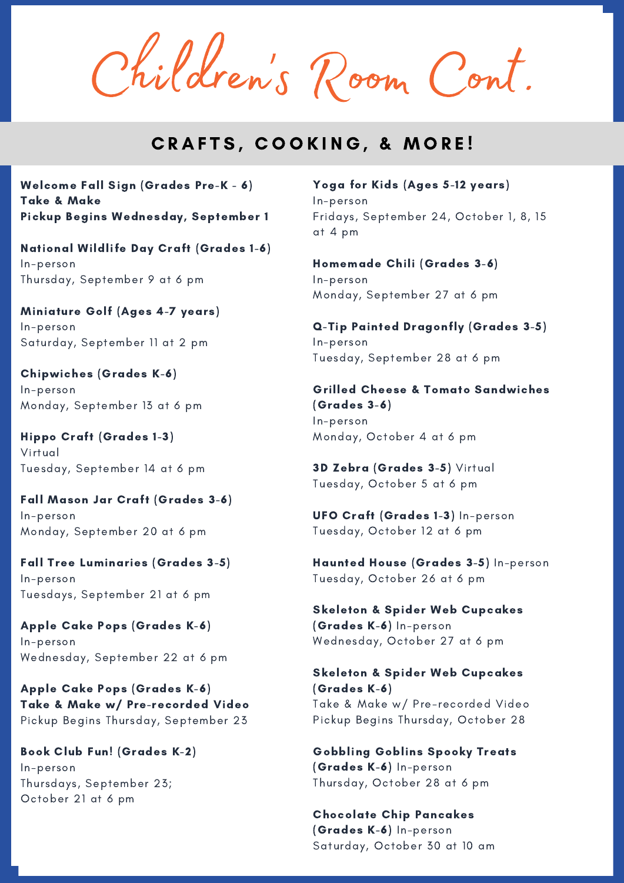# Children's Room Cont.

## CRAFTS, COOKING, & MORE!

**Welcome Fall Sign (Grades Pre-K - 6)**
**Take & Make**
**Pickup Begins Wednesday, September 1**

**National Wildlife Day Craft (Grades 1-6)**
In-person
Thursday, September 9 at 6 pm

**Miniature Golf (Ages 4-7 years)**
In-person
Saturday, September 11 at 2 pm

**Chipwiches (Grades K-6)**
In-person
Monday, September 13 at 6 pm

**Hippo Craft (Grades 1-3)**
Virtual
Tuesday, September 14 at 6 pm

**Fall Mason Jar Craft (Grades 3-6)**
In-person
Monday, September 20 at 6 pm

**Fall Tree Luminaries (Grades 3-5)**
In-person
Tuesdays, September 21 at 6 pm

**Apple Cake Pops (Grades K-6)**
In-person
Wednesday, September 22 at 6 pm

**Apple Cake Pops (Grades K-6)**
**Take & Make w/ Pre-recorded Video**
Pickup Begins Thursday, September 23

**Book Club Fun! (Grades K-2)**
In-person
Thursdays, September 23;
October 21 at 6 pm

**Yoga for Kids (Ages 5-12 years)**
In-person
Fridays, September 24, October 1, 8, 15 at 4 pm

**Homemade Chili (Grades 3-6)**
In-person
Monday, September 27 at 6 pm

**Q-Tip Painted Dragonfly (Grades 3-5)**
In-person
Tuesday, September 28 at 6 pm

**Grilled Cheese & Tomato Sandwiches (Grades 3-6)**
In-person
Monday, October 4 at 6 pm

**3D Zebra (Grades 3-5)** Virtual
Tuesday, October 5 at 6 pm

**UFO Craft (Grades 1-3)** In-person
Tuesday, October 12 at 6 pm

**Haunted House (Grades 3-5)** In-person
Tuesday, October 26 at 6 pm

**Skeleton & Spider Web Cupcakes (Grades K-6)** In-person
Wednesday, October 27 at 6 pm

**Skeleton & Spider Web Cupcakes (Grades K-6)**
Take & Make w/ Pre-recorded Video
Pickup Begins Thursday, October 28

**Gobbling Goblins Spooky Treats (Grades K-6)** In-person
Thursday, October 28 at 6 pm

**Chocolate Chip Pancakes (Grades K-6)** In-person
Saturday, October 30 at 10 am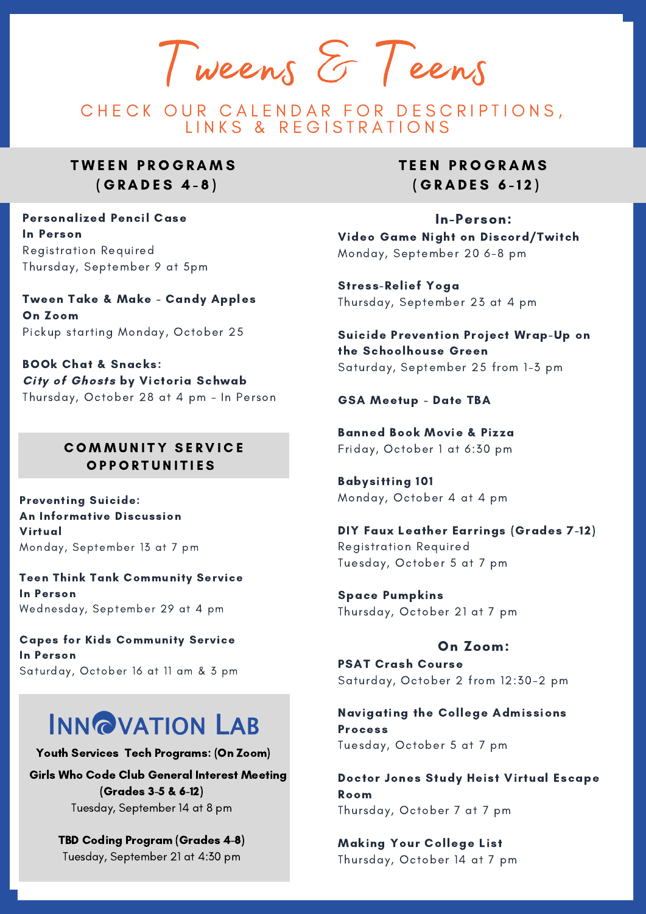# Tweens & Teens

CHECK OUR CALENDAR FOR DESCRIPTIONS, LINKS & REGISTRATIONS

## TWEEN PROGRAMS (GRADES 4-8)

**Personalized Pencil Case**
**In Person**
Registration Required
Thursday, September 9 at 5pm

**Tween Take & Make - Candy Apples**
**On Zoom**
Pickup starting Monday, October 25

**BOOk Chat & Snacks:**
***City of Ghosts* by Victoria Schwab**
Thursday, October 28 at 4 pm - In Person

### COMMUNITY SERVICE OPPORTUNITIES

**Preventing Suicide:**
**An Informative Discussion**
**Virtual**
Monday, September 13 at 7 pm

**Teen Think Tank Community Service**
**In Person**
Wednesday, September 29 at 4 pm

**Capes for Kids Community Service**
**In Person**
Saturday, October 16 at 11 am & 3 pm

### INNOVATION LAB

**Youth Services Tech Programs: (On Zoom)**

**Girls Who Code Club General Interest Meeting (Grades 3-5 & 6-12)**
Tuesday, September 14 at 8 pm

**TBD Coding Program (Grades 4-8)**
Tuesday, September 21 at 4:30 pm

## TEEN PROGRAMS (GRADES 6-12)

### In-Person:

**Video Game Night on Discord/Twitch**
Monday, September 20 6-8 pm

**Stress-Relief Yoga**
Thursday, September 23 at 4 pm

**Suicide Prevention Project Wrap-Up on the Schoolhouse Green**
Saturday, September 25 from 1-3 pm

**GSA Meetup - Date TBA**

**Banned Book Movie & Pizza**
Friday, October 1 at 6:30 pm

**Babysitting 101**
Monday, October 4 at 4 pm

**DIY Faux Leather Earrings (Grades 7-12)**
Registration Required
Tuesday, October 5 at 7 pm

**Space Pumpkins**
Thursday, October 21 at 7 pm

### On Zoom:

**PSAT Crash Course**
Saturday, October 2 from 12:30-2 pm

**Navigating the College Admissions Process**
Tuesday, October 5 at 7 pm

**Doctor Jones Study Heist Virtual Escape Room**
Thursday, October 7 at 7 pm

**Making Your College List**
Thursday, October 14 at 7 pm